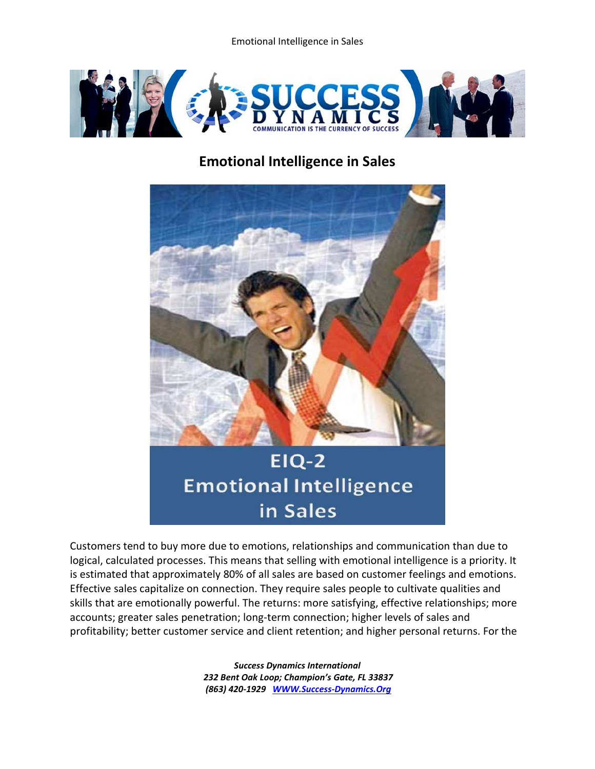## Emotional Intelligence in Sales

Customers tend to buy more due to emotions, relationships and communication than due to logical, calculated processes. This means that selling with emotional intelligence is a priority. It is estimated that approximately 80% of all sales are based on customer feelings and emotions. Effective sales capitalize on connection. They require sales people to cultivate qualities and skills that are emotionally powerful. The returns: more satisfying, effective relationships; more accounts; greater sales penetration; long-term connection; higher levels of sales and profitability; better customer service and client retention; and higher personal returns. For the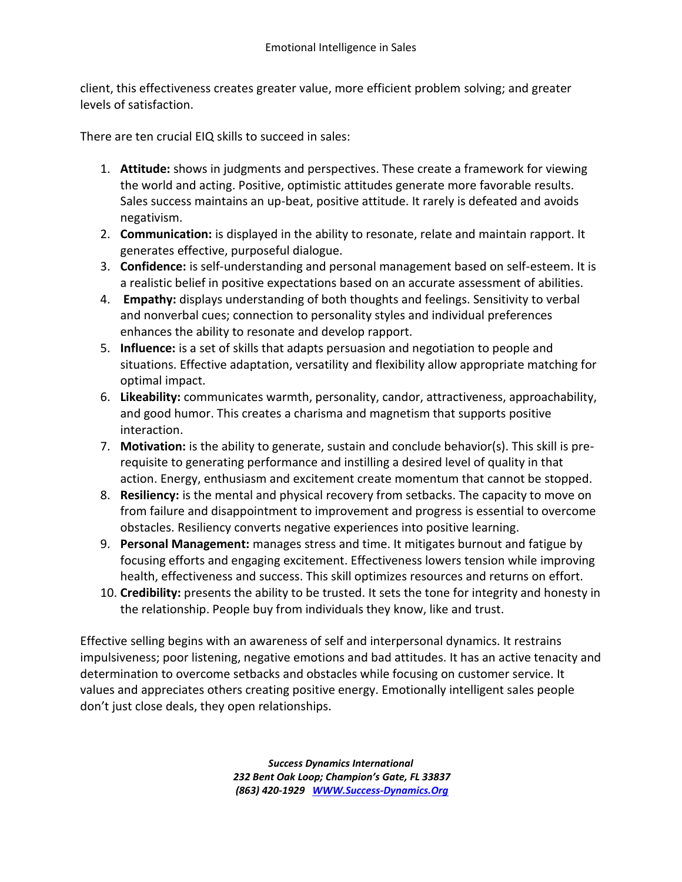client, this effectiveness creates greater value, more efficient problem solving; and greater levels of satisfaction.

There are ten crucial EIQ skills to succeed in sales:

1. **Attitude:** shows in judgments and perspectives. These create a framework for viewing the world and acting. Positive, optimistic attitudes generate more favorable results. Sales success maintains an up-beat, positive attitude. It rarely is defeated and avoids negativism.
2. **Communication:** is displayed in the ability to resonate, relate and maintain rapport. It generates effective, purposeful dialogue.
3. **Confidence:** is self-understanding and personal management based on self-esteem. It is a realistic belief in positive expectations based on an accurate assessment of abilities.
4. **Empathy:** displays understanding of both thoughts and feelings. Sensitivity to verbal and nonverbal cues; connection to personality styles and individual preferences enhances the ability to resonate and develop rapport.
5. **Influence:** is a set of skills that adapts persuasion and negotiation to people and situations. Effective adaptation, versatility and flexibility allow appropriate matching for optimal impact.
6. **Likeability:** communicates warmth, personality, candor, attractiveness, approachability, and good humor. This creates a charisma and magnetism that supports positive interaction.
7. **Motivation:** is the ability to generate, sustain and conclude behavior(s). This skill is pre-requisite to generating performance and instilling a desired level of quality in that action. Energy, enthusiasm and excitement create momentum that cannot be stopped.
8. **Resiliency:** is the mental and physical recovery from setbacks. The capacity to move on from failure and disappointment to improvement and progress is essential to overcome obstacles. Resiliency converts negative experiences into positive learning.
9. **Personal Management:** manages stress and time. It mitigates burnout and fatigue by focusing efforts and engaging excitement. Effectiveness lowers tension while improving health, effectiveness and success. This skill optimizes resources and returns on effort.
10. **Credibility:** presents the ability to be trusted. It sets the tone for integrity and honesty in the relationship. People buy from individuals they know, like and trust.

Effective selling begins with an awareness of self and interpersonal dynamics. It restrains impulsiveness; poor listening, negative emotions and bad attitudes. It has an active tenacity and determination to overcome setbacks and obstacles while focusing on customer service. It values and appreciates others creating positive energy. Emotionally intelligent sales people don't just close deals, they open relationships.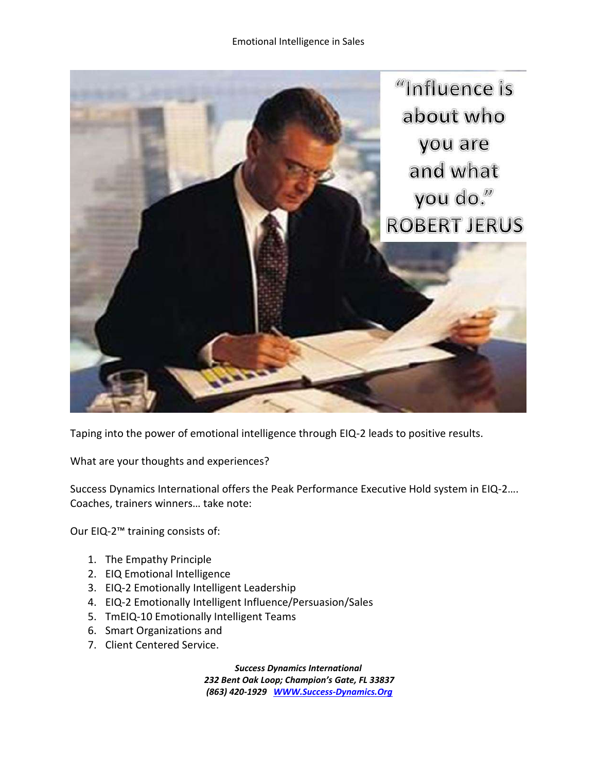"Influence is about who you are and what you do." ROBERT JERUS

Taping into the power of emotional intelligence through EIQ-2 leads to positive results.

What are your thoughts and experiences?

Success Dynamics International offers the Peak Performance Executive Hold system in EIQ-2…. Coaches, trainers winners… take note:

Our EIQ-2™ training consists of:

1. The Empathy Principle
2. EIQ Emotional Intelligence
3. EIQ-2 Emotionally Intelligent Leadership
4. EIQ-2 Emotionally Intelligent Influence/Persuasion/Sales
5. TmEIQ-10 Emotionally Intelligent Teams
6. Smart Organizations and
7. Client Centered Service.

***Success Dynamics International***
***232 Bent Oak Loop; Champion's Gate, FL 33837***
***(863) 420-1929 [WWW.Success-Dynamics.Org](http://WWW.Success-Dynamics.Org)***